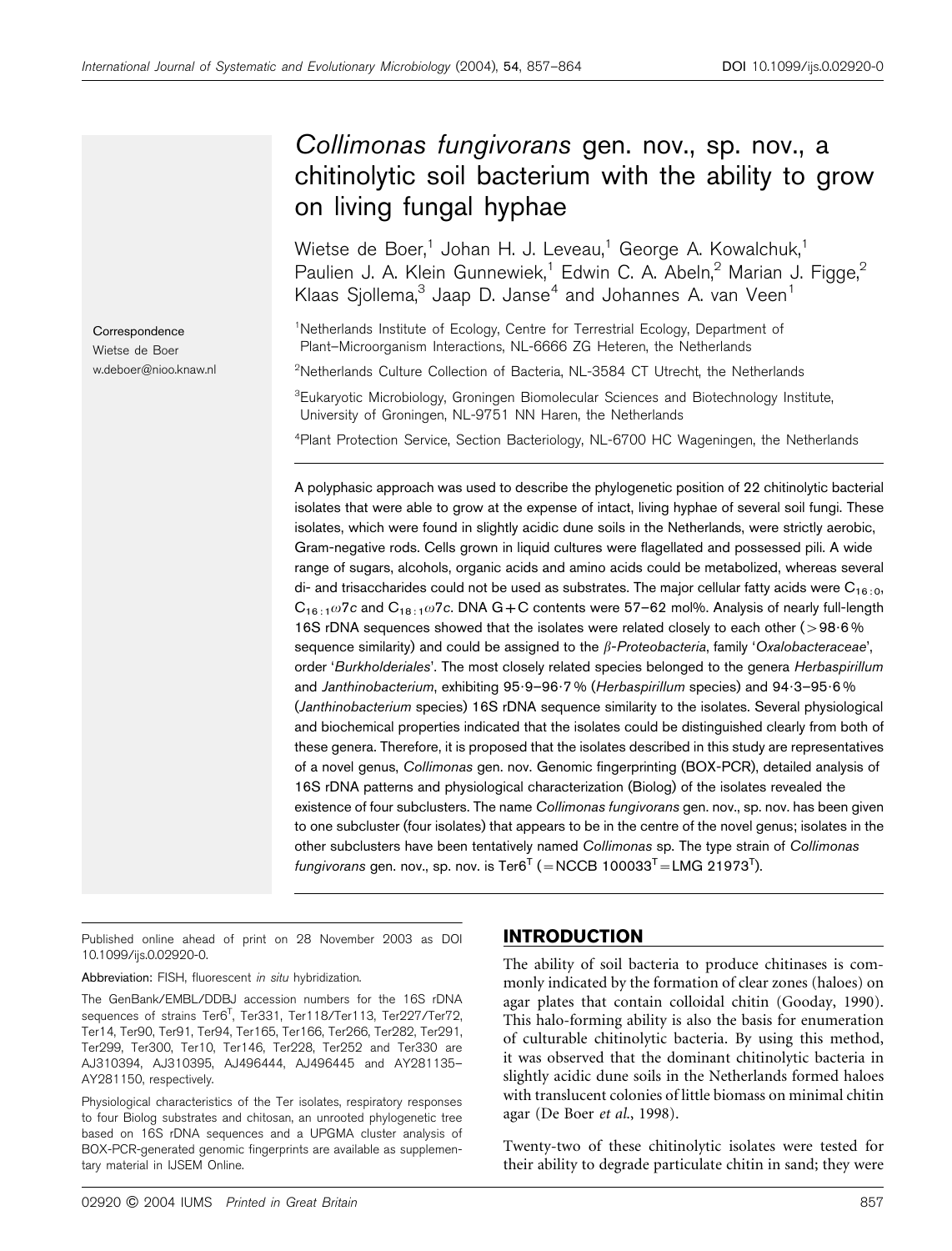# *Collimonas fungivorans* gen. nov., sp. nov., a chitinolytic soil bacterium with the ability to grow on living fungal hyphae

Wietse de Boer,[1] Johan H. J. Leveau,[1] George A. Kowalchuk,[1] Paulien J. A. Klein Gunnewiek,[1] Edwin C. A. Abeln,[2] Marian J. Figge,[2] Klaas Sjollema,[3] Jaap D. Janse[4] and Johannes A. van Veen[1]

[1]Netherlands Institute of Ecology, Centre for Terrestrial Ecology, Department of Plant–Microorganism Interactions, NL-6666 ZG Heteren, the Netherlands

[2]Netherlands Culture Collection of Bacteria, NL-3584 CT Utrecht, the Netherlands

[3]Eukaryotic Microbiology, Groningen Biomolecular Sciences and Biotechnology Institute, University of Groningen, NL-9751 NN Haren, the Netherlands

[4]Plant Protection Service, Section Bacteriology, NL-6700 HC Wageningen, the Netherlands

Correspondence
Wietse de Boer
w.deboer@nioo.knaw.nl

A polyphasic approach was used to describe the phylogenetic position of 22 chitinolytic bacterial isolates that were able to grow at the expense of intact, living hyphae of several soil fungi. These isolates, which were found in slightly acidic dune soils in the Netherlands, were strictly aerobic, Gram-negative rods. Cells grown in liquid cultures were flagellated and possessed pili. A wide range of sugars, alcohols, organic acids and amino acids could be metabolized, whereas several di- and trisaccharides could not be used as substrates. The major cellular fatty acids were $C_{16:0}$, $C_{16:1}\omega7c$ and $C_{18:1}\omega7c$. DNA G+C contents were 57–62 mol%. Analysis of nearly full-length 16S rDNA sequences showed that the isolates were related closely to each other (>98·6 % sequence similarity) and could be assigned to the *β-Proteobacteria*, family '*Oxalobacteraceae*', order '*Burkholderiales*'. The most closely related species belonged to the genera *Herbaspirillum* and *Janthinobacterium*, exhibiting 95·9–96·7 % (*Herbaspirillum* species) and 94·3–95·6 % (*Janthinobacterium* species) 16S rDNA sequence similarity to the isolates. Several physiological and biochemical properties indicated that the isolates could be distinguished clearly from both of these genera. Therefore, it is proposed that the isolates described in this study are representatives of a novel genus, *Collimonas* gen. nov. Genomic fingerprinting (BOX-PCR), detailed analysis of 16S rDNA patterns and physiological characterization (Biolog) of the isolates revealed the existence of four subclusters. The name *Collimonas fungivorans* gen. nov., sp. nov. has been given to one subcluster (four isolates) that appears to be in the centre of the novel genus; isolates in the other subclusters have been tentatively named *Collimonas* sp. The type strain of *Collimonas fungivorans* gen. nov., sp. nov. is Ter6$^T$ (=NCCB 100033$^T$=LMG 21973$^T$).

Published online ahead of print on 28 November 2003 as DOI 10.1099/ijs.0.02920-0.

Abbreviation: FISH, fluorescent *in situ* hybridization.

The GenBank/EMBL/DDBJ accession numbers for the 16S rDNA sequences of strains Ter6$^T$, Ter331, Ter118/Ter113, Ter227/Ter72, Ter14, Ter90, Ter91, Ter94, Ter165, Ter166, Ter266, Ter282, Ter291, Ter299, Ter300, Ter10, Ter146, Ter228, Ter252 and Ter330 are AJ310394, AJ310395, AJ496444, AJ496445 and AY281135–AY281150, respectively.

Physiological characteristics of the Ter isolates, respiratory responses to four Biolog substrates and chitosan, an unrooted phylogenetic tree based on 16S rDNA sequences and a UPGMA cluster analysis of BOX-PCR-generated genomic fingerprints are available as supplementary material in IJSEM Online.

## INTRODUCTION

The ability of soil bacteria to produce chitinases is commonly indicated by the formation of clear zones (haloes) on agar plates that contain colloidal chitin (Gooday, 1990). This halo-forming ability is also the basis for enumeration of culturable chitinolytic bacteria. By using this method, it was observed that the dominant chitinolytic bacteria in slightly acidic dune soils in the Netherlands formed haloes with translucent colonies of little biomass on minimal chitin agar (De Boer *et al.*, 1998).

Twenty-two of these chitinolytic isolates were tested for their ability to degrade particulate chitin in sand; they were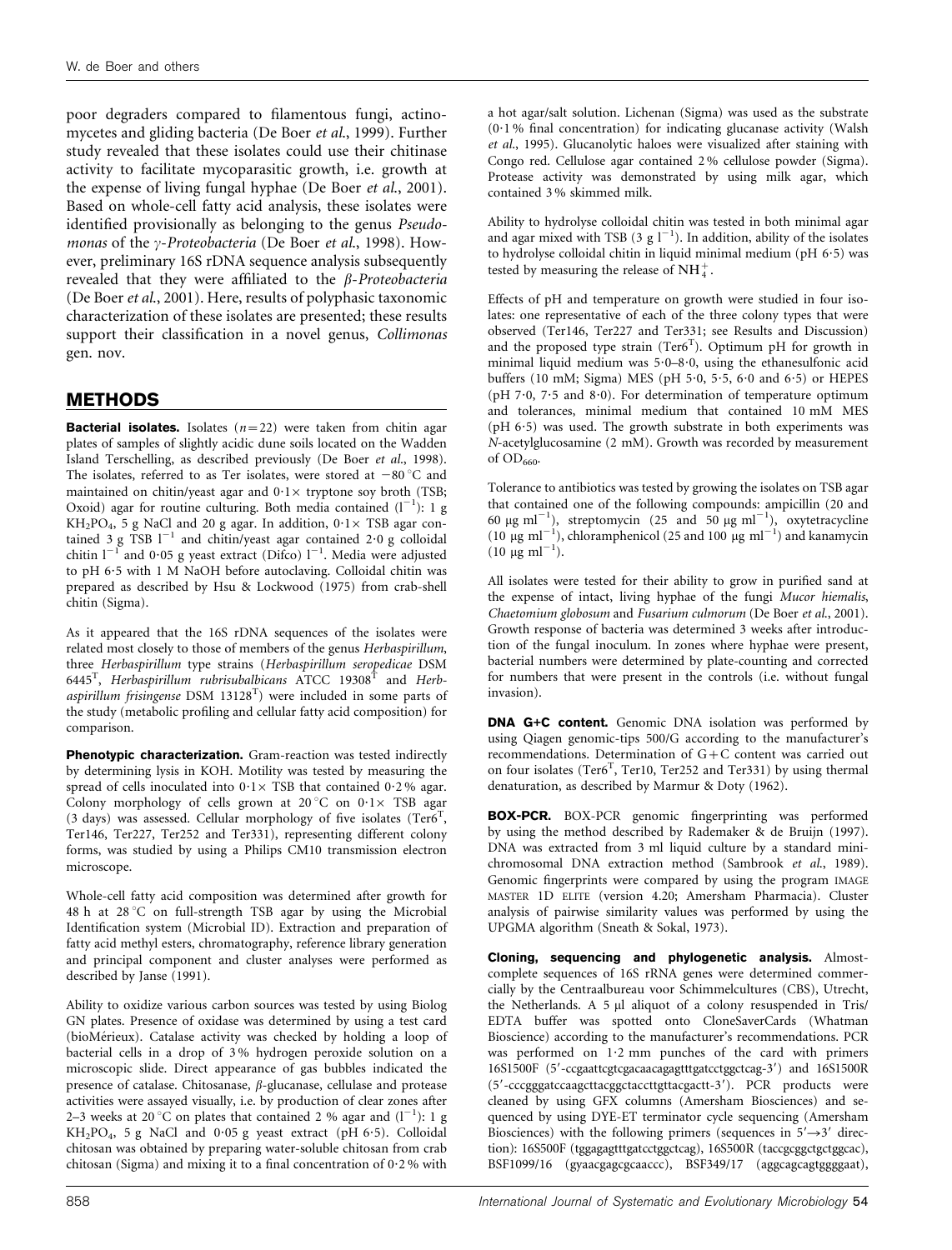poor degraders compared to filamentous fungi, actinomycetes and gliding bacteria (De Boer *et al.*, 1999). Further study revealed that these isolates could use their chitinase activity to facilitate mycoparasitic growth, i.e. growth at the expense of living fungal hyphae (De Boer *et al.*, 2001). Based on whole-cell fatty acid analysis, these isolates were identified provisionally as belonging to the genus *Pseudomonas* of the *γ-Proteobacteria* (De Boer *et al.*, 1998). However, preliminary 16S rDNA sequence analysis subsequently revealed that they were affiliated to the *β-Proteobacteria* (De Boer *et al.*, 2001). Here, results of polyphasic taxonomic characterization of these isolates are presented; these results support their classification in a novel genus, *Collimonas* gen. nov.

## METHODS

**Bacterial isolates.** Isolates ($n=22$) were taken from chitin agar plates of samples of slightly acidic dune soils located on the Wadden Island Terschelling, as described previously (De Boer *et al.*, 1998). The isolates, referred to as Ter isolates, were stored at −80 °C and maintained on chitin/yeast agar and 0·1× tryptone soy broth (TSB; Oxoid) agar for routine culturing. Both media contained ($l^{-1}$): 1 g $KH_2PO_4$, 5 g NaCl and 20 g agar. In addition, 0·1× TSB agar contained 3 g TSB $l^{-1}$ and chitin/yeast agar contained 2·0 g colloidal chitin $l^{-1}$ and 0·05 g yeast extract (Difco) $l^{-1}$. Media were adjusted to pH 6·5 with 1 M NaOH before autoclaving. Colloidal chitin was prepared as described by Hsu & Lockwood (1975) from crab-shell chitin (Sigma).

As it appeared that the 16S rDNA sequences of the isolates were related most closely to those of members of the genus *Herbaspirillum*, three *Herbaspirillum* type strains (*Herbaspirillum seropedicae* DSM 6445$^T$, *Herbaspirillum rubrisubalbicans* ATCC 19308$^T$ and *Herbaspirillum frisingense* DSM 13128$^T$) were included in some parts of the study (metabolic profiling and cellular fatty acid composition) for comparison.

**Phenotypic characterization.** Gram-reaction was tested indirectly by determining lysis in KOH. Motility was tested by measuring the spread of cells inoculated into 0·1× TSB that contained 0·2 % agar. Colony morphology of cells grown at 20 °C on 0·1× TSB agar (3 days) was assessed. Cellular morphology of five isolates (Ter6$^T$, Ter146, Ter227, Ter252 and Ter331), representing different colony forms, was studied by using a Philips CM10 transmission electron microscope.

Whole-cell fatty acid composition was determined after growth for 48 h at 28 °C on full-strength TSB agar by using the Microbial Identification system (Microbial ID). Extraction and preparation of fatty acid methyl esters, chromatography, reference library generation and principal component and cluster analyses were performed as described by Janse (1991).

Ability to oxidize various carbon sources was tested by using Biolog GN plates. Presence of oxidase was determined by using a test card (bioMérieux). Catalase activity was checked by holding a loop of bacterial cells in a drop of 3 % hydrogen peroxide solution on a microscopic slide. Direct appearance of gas bubbles indicated the presence of catalase. Chitosanase, *β*-glucanase, cellulase and protease activities were assayed visually, i.e. by production of clear zones after 2–3 weeks at 20 °C on plates that contained 2 % agar and ($l^{-1}$): 1 g $KH_2PO_4$, 5 g NaCl and 0·05 g yeast extract (pH 6·5). Colloidal chitosan was obtained by preparing water-soluble chitosan from crab chitosan (Sigma) and mixing it to a final concentration of 0·2 % with a hot agar/salt solution. Lichenan (Sigma) was used as the substrate (0·1 % final concentration) for indicating glucanase activity (Walsh *et al.*, 1995). Glucanolytic haloes were visualized after staining with Congo red. Cellulose agar contained 2 % cellulose powder (Sigma). Protease activity was demonstrated by using milk agar, which contained 3 % skimmed milk.

Ability to hydrolyse colloidal chitin was tested in both minimal agar and agar mixed with TSB (3 g $l^{-1}$). In addition, ability of the isolates to hydrolyse colloidal chitin in liquid minimal medium (pH 6·5) was tested by measuring the release of $NH_4^+$.

Effects of pH and temperature on growth were studied in four isolates: one representative of each of the three colony types that were observed (Ter146, Ter227 and Ter331; see Results and Discussion) and the proposed type strain (Ter6$^T$). Optimum pH for growth in minimal liquid medium was 5·0–8·0, using the ethanesulfonic acid buffers (10 mM; Sigma) MES (pH 5·0, 5·5, 6·0 and 6·5) or HEPES (pH 7·0, 7·5 and 8·0). For determination of temperature optimum and tolerances, minimal medium that contained 10 mM MES (pH 6·5) was used. The growth substrate in both experiments was *N*-acetylglucosamine (2 mM). Growth was recorded by measurement of $OD_{660}$.

Tolerance to antibiotics was tested by growing the isolates on TSB agar that contained one of the following compounds: ampicillin (20 and 60 μg $ml^{-1}$), streptomycin (25 and 50 μg $ml^{-1}$), oxytetracycline (10 μg $ml^{-1}$), chloramphenicol (25 and 100 μg $ml^{-1}$) and kanamycin (10 μg $ml^{-1}$).

All isolates were tested for their ability to grow in purified sand at the expense of intact, living hyphae of the fungi *Mucor hiemalis*, *Chaetomium globosum* and *Fusarium culmorum* (De Boer *et al.*, 2001). Growth response of bacteria was determined 3 weeks after introduction of the fungal inoculum. In zones where hyphae were present, bacterial numbers were determined by plate-counting and corrected for numbers that were present in the controls (i.e. without fungal invasion).

**DNA G+C content.** Genomic DNA isolation was performed by using Qiagen genomic-tips 500/G according to the manufacturer's recommendations. Determination of G+C content was carried out on four isolates (Ter6$^T$, Ter10, Ter252 and Ter331) by using thermal denaturation, as described by Marmur & Doty (1962).

**BOX-PCR.** BOX-PCR genomic fingerprinting was performed by using the method described by Rademaker & de Bruijn (1997). DNA was extracted from 3 ml liquid culture by a standard mini-chromosomal DNA extraction method (Sambrook *et al.*, 1989). Genomic fingerprints were compared by using the program IMAGE MASTER 1D ELITE (version 4.20; Amersham Pharmacia). Cluster analysis of pairwise similarity values was performed by using the UPGMA algorithm (Sneath & Sokal, 1973).

**Cloning, sequencing and phylogenetic analysis.** Almost-complete sequences of 16S rRNA genes were determined commercially by the Centraalbureau voor Schimmelcultures (CBS), Utrecht, the Netherlands. A 5 μl aliquot of a colony resuspended in Tris/EDTA buffer was spotted onto CloneSaverCards (Whatman Bioscience) according to the manufacturer's recommendations. PCR was performed on 1·2 mm punches of the card with primers 16S1500F (5′-ccgaattcgtcgacaacagagtttgatcctggctcag-3′) and 16S1500R (5′-cccgggatccaagcttacggctaccttgttacgactt-3′). PCR products were cleaned by using GFX columns (Amersham Biosciences) and sequenced by using DYE-ET terminator cycle sequencing (Amersham Biosciences) with the following primers (sequences in 5′→3′ direction): 16S500F (tggagagtttgatcctggctcag), 16S500R (taccgcggctgctggcac), BSF1099/16 (gyaacgagcgcaaccc), BSF349/17 (aggcagcagtggggaat),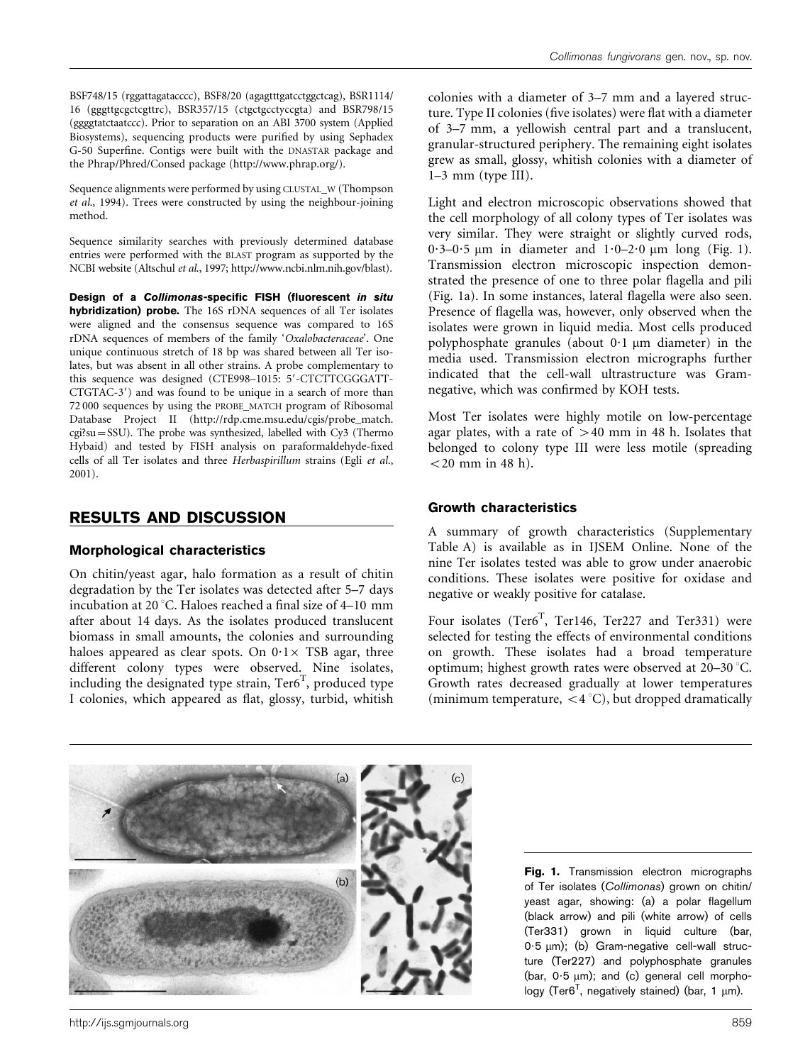BSF748/15 (rggattagatacccc), BSF8/20 (agagtttgatcctggctcag), BSR1114/16 (gggttgcgctcgttrc), BSR357/15 (ctgctgcctyccgta) and BSR798/15 (ggggtatctaatccc). Prior to separation on an ABI 3700 system (Applied Biosystems), sequencing products were purified by using Sephadex G-50 Superfine. Contigs were built with the DNASTAR package and the Phrap/Phred/Consed package (http://www.phrap.org/).

Sequence alignments were performed by using CLUSTAL_W (Thompson *et al.*, 1994). Trees were constructed by using the neighbour-joining method.

Sequence similarity searches with previously determined database entries were performed with the BLAST program as supported by the NCBI website (Altschul *et al.*, 1997; http://www.ncbi.nlm.nih.gov/blast).

**Design of a *Collimonas*-specific FISH (fluorescent *in situ* hybridization) probe.** The 16S rDNA sequences of all Ter isolates were aligned and the consensus sequence was compared to 16S rDNA sequences of members of the family '*Oxalobacteraceae*'. One unique continuous stretch of 18 bp was shared between all Ter isolates, but was absent in all other strains. A probe complementary to this sequence was designed (CTE998–1015: 5′-CTCTTCGGGATT-CTGTAC-3′) and was found to be unique in a search of more than 72 000 sequences by using the PROBE_MATCH program of Ribosomal Database Project II (http://rdp.cme.msu.edu/cgis/probe_match.cgi?su=SSU). The probe was synthesized, labelled with Cy3 (Thermo Hybaid) and tested by FISH analysis on paraformaldehyde-fixed cells of all Ter isolates and three *Herbaspirillum* strains (Egli *et al.*, 2001).

## RESULTS AND DISCUSSION

### Morphological characteristics

On chitin/yeast agar, halo formation as a result of chitin degradation by the Ter isolates was detected after 5–7 days incubation at 20 °C. Haloes reached a final size of 4–10 mm after about 14 days. As the isolates produced translucent biomass in small amounts, the colonies and surrounding haloes appeared as clear spots. On 0·1× TSB agar, three different colony types were observed. Nine isolates, including the designated type strain, Ter6$^T$, produced type I colonies, which appeared as flat, glossy, turbid, whitish colonies with a diameter of 3–7 mm and a layered structure. Type II colonies (five isolates) were flat with a diameter of 3–7 mm, a yellowish central part and a translucent, granular-structured periphery. The remaining eight isolates grew as small, glossy, whitish colonies with a diameter of 1–3 mm (type III).

Light and electron microscopic observations showed that the cell morphology of all colony types of Ter isolates was very similar. They were straight or slightly curved rods, 0·3–0·5 μm in diameter and 1·0–2·0 μm long (Fig. 1). Transmission electron microscopic inspection demonstrated the presence of one to three polar flagella and pili (Fig. 1a). In some instances, lateral flagella were also seen. Presence of flagella was, however, only observed when the isolates were grown in liquid media. Most cells produced polyphosphate granules (about 0·1 μm diameter) in the media used. Transmission electron micrographs further indicated that the cell-wall ultrastructure was Gram-negative, which was confirmed by KOH tests.

Most Ter isolates were highly motile on low-percentage agar plates, with a rate of >40 mm in 48 h. Isolates that belonged to colony type III were less motile (spreading <20 mm in 48 h).

### Growth characteristics

A summary of growth characteristics (Supplementary Table A) is available as in IJSEM Online. None of the nine Ter isolates tested was able to grow under anaerobic conditions. These isolates were positive for oxidase and negative or weakly positive for catalase.

Four isolates (Ter6$^T$, Ter146, Ter227 and Ter331) were selected for testing the effects of environmental conditions on growth. These isolates had a broad temperature optimum; highest growth rates were observed at 20–30 °C. Growth rates decreased gradually at lower temperatures (minimum temperature, <4 °C), but dropped dramatically

**Fig. 1.** Transmission electron micrographs of Ter isolates (*Collimonas*) grown on chitin/yeast agar, showing: (a) a polar flagellum (black arrow) and pili (white arrow) of cells (Ter331) grown in liquid culture (bar, 0·5 μm); (b) Gram-negative cell-wall structure (Ter227) and polyphosphate granules (bar, 0·5 μm); and (c) general cell morphology (Ter6$^T$, negatively stained) (bar, 1 μm).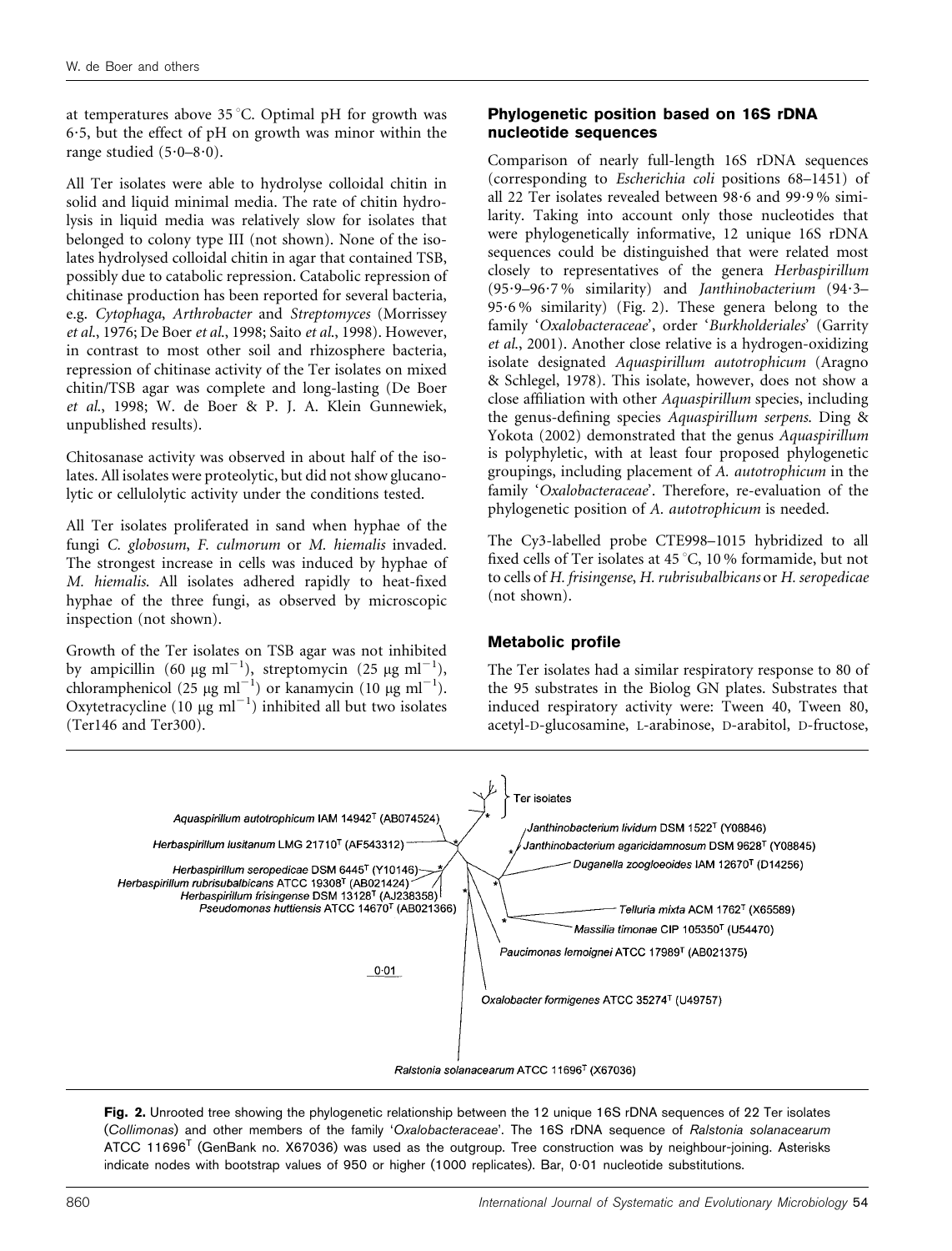at temperatures above 35 °C. Optimal pH for growth was 6·5, but the effect of pH on growth was minor within the range studied (5·0–8·0).

All Ter isolates were able to hydrolyse colloidal chitin in solid and liquid minimal media. The rate of chitin hydrolysis in liquid media was relatively slow for isolates that belonged to colony type III (not shown). None of the isolates hydrolysed colloidal chitin in agar that contained TSB, possibly due to catabolic repression. Catabolic repression of chitinase production has been reported for several bacteria, e.g. *Cytophaga*, *Arthrobacter* and *Streptomyces* (Morrissey *et al.*, 1976; De Boer *et al.*, 1998; Saito *et al.*, 1998). However, in contrast to most other soil and rhizosphere bacteria, repression of chitinase activity of the Ter isolates on mixed chitin/TSB agar was complete and long-lasting (De Boer *et al.*, 1998; W. de Boer & P. J. A. Klein Gunnewiek, unpublished results).

Chitosanase activity was observed in about half of the isolates. All isolates were proteolytic, but did not show glucanolytic or cellulolytic activity under the conditions tested.

All Ter isolates proliferated in sand when hyphae of the fungi *C. globosum*, *F. culmorum* or *M. hiemalis* invaded. The strongest increase in cells was induced by hyphae of *M. hiemalis*. All isolates adhered rapidly to heat-fixed hyphae of the three fungi, as observed by microscopic inspection (not shown).

Growth of the Ter isolates on TSB agar was not inhibited by ampicillin (60 μg $ml^{-1}$), streptomycin (25 μg $ml^{-1}$), chloramphenicol (25 μg $ml^{-1}$) or kanamycin (10 μg $ml^{-1}$). Oxytetracycline (10 μg $ml^{-1}$) inhibited all but two isolates (Ter146 and Ter300).

### Phylogenetic position based on 16S rDNA nucleotide sequences

Comparison of nearly full-length 16S rDNA sequences (corresponding to *Escherichia coli* positions 68–1451) of all 22 Ter isolates revealed between 98·6 and 99·9 % similarity. Taking into account only those nucleotides that were phylogenetically informative, 12 unique 16S rDNA sequences could be distinguished that were related most closely to representatives of the genera *Herbaspirillum* (95·9–96·7 % similarity) and *Janthinobacterium* (94·3–95·6 % similarity) (Fig. 2). These genera belong to the family '*Oxalobacteraceae*', order '*Burkholderiales*' (Garrity *et al.*, 2001). Another close relative is a hydrogen-oxidizing isolate designated *Aquaspirillum autotrophicum* (Aragno & Schlegel, 1978). This isolate, however, does not show a close affiliation with other *Aquaspirillum* species, including the genus-defining species *Aquaspirillum serpens*. Ding & Yokota (2002) demonstrated that the genus *Aquaspirillum* is polyphyletic, with at least four proposed phylogenetic groupings, including placement of *A. autotrophicum* in the family '*Oxalobacteraceae*'. Therefore, re-evaluation of the phylogenetic position of *A. autotrophicum* is needed.

The Cy3-labelled probe CTE998–1015 hybridized to all fixed cells of Ter isolates at 45 °C, 10 % formamide, but not to cells of *H. frisingense*, *H. rubrisubalbicans* or *H. seropedicae* (not shown).

### Metabolic profile

The Ter isolates had a similar respiratory response to 80 of the 95 substrates in the Biolog GN plates. Substrates that induced respiratory activity were: Tween 40, Tween 80, acetyl-D-glucosamine, L-arabinose, D-arabitol, D-fructose,

**Fig. 2.** Unrooted tree showing the phylogenetic relationship between the 12 unique 16S rDNA sequences of 22 Ter isolates (*Collimonas*) and other members of the family '*Oxalobacteraceae*'. The 16S rDNA sequence of *Ralstonia solanacearum* ATCC 11696[T] (GenBank no. X67036) was used as the outgroup. Tree construction was by neighbour-joining. Asterisks indicate nodes with bootstrap values of 950 or higher (1000 replicates). Bar, 0·01 nucleotide substitutions.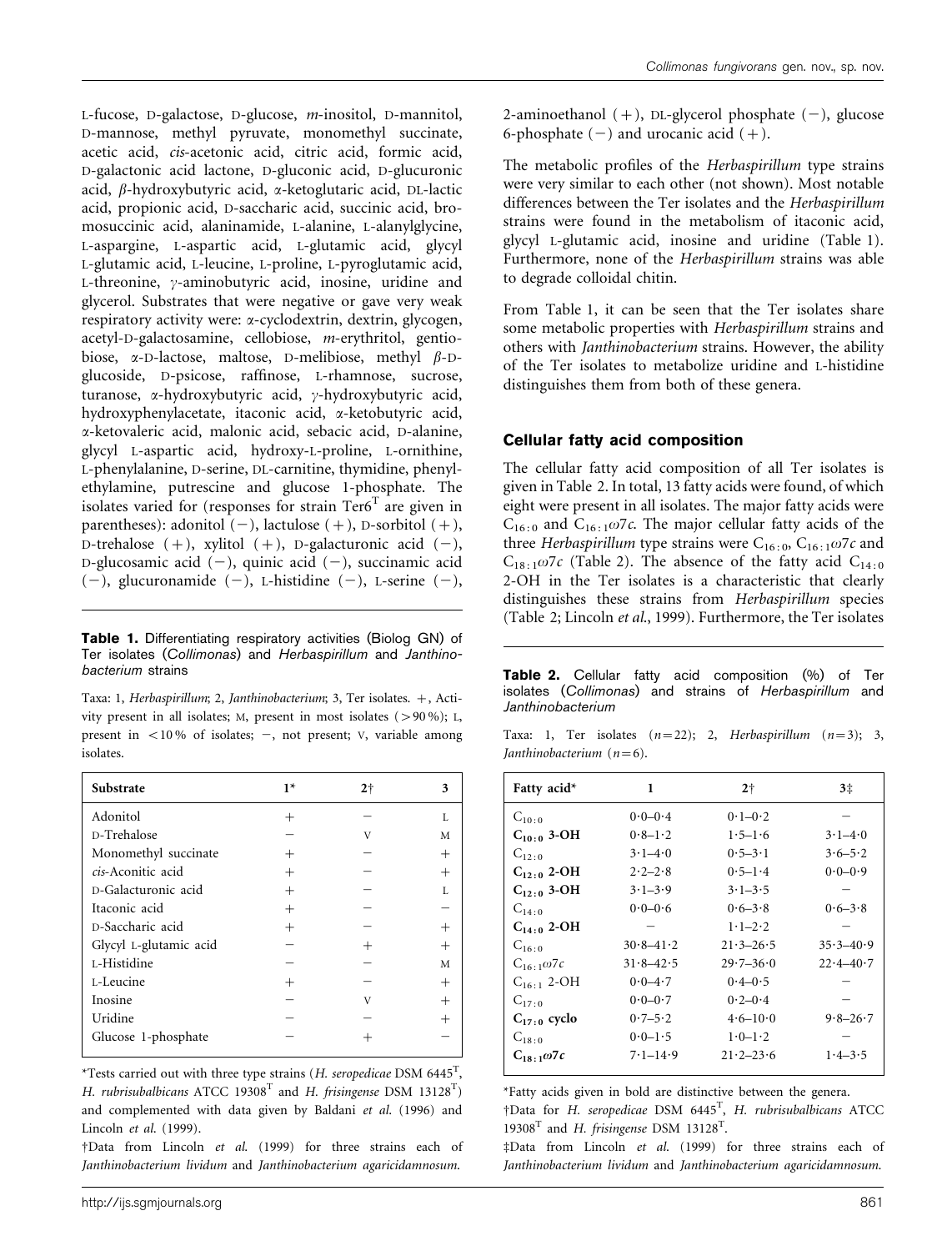L-fucose, D-galactose, D-glucose, *m*-inositol, D-mannitol, D-mannose, methyl pyruvate, monomethyl succinate, acetic acid, *cis*-acetonic acid, citric acid, formic acid, D-galactonic acid lactone, D-gluconic acid, D-glucuronic acid, β-hydroxybutyric acid, α-ketoglutaric acid, DL-lactic acid, propionic acid, D-saccharic acid, succinic acid, bromosuccinic acid, alaninamide, L-alanine, L-alanylglycine, L-aspargine, L-aspartic acid, L-glutamic acid, glycyl L-glutamic acid, L-leucine, L-proline, L-pyroglutamic acid, L-threonine, γ-aminobutyric acid, inosine, uridine and glycerol. Substrates that were negative or gave very weak respiratory activity were: α-cyclodextrin, dextrin, glycogen, acetyl-D-galactosamine, cellobiose, *m*-erythritol, gentiobiose, α-D-lactose, maltose, D-melibiose, methyl β-D-glucoside, D-psicose, raffinose, L-rhamnose, sucrose, turanose, α-hydroxybutyric acid, γ-hydroxybutyric acid, hydroxyphenylacetate, itaconic acid, α-ketobutyric acid, α-ketovaleric acid, malonic acid, sebacic acid, D-alanine, glycyl L-aspartic acid, hydroxy-L-proline, L-ornithine, L-phenylalanine, D-serine, DL-carnitine, thymidine, phenylethylamine, putrescine and glucose 1-phosphate. The isolates varied for (responses for strain Ter6$^T$ are given in parentheses): adonitol (−), lactulose (+), D-sorbitol (+), D-trehalose (+), xylitol (+), D-galacturonic acid (−), D-glucosamic acid (−), quinic acid (−), succinamic acid (−), glucuronamide (−), L-histidine (−), L-serine (−), 2-aminoethanol (+), DL-glycerol phosphate (−), glucose 6-phosphate (−) and urocanic acid (+).

The metabolic profiles of the *Herbaspirillum* type strains were very similar to each other (not shown). Most notable differences between the Ter isolates and the *Herbaspirillum* strains were found in the metabolism of itaconic acid, glycyl L-glutamic acid, inosine and uridine (Table 1). Furthermore, none of the *Herbaspirillum* strains was able to degrade colloidal chitin.

From Table 1, it can be seen that the Ter isolates share some metabolic properties with *Herbaspirillum* strains and others with *Janthinobacterium* strains. However, the ability of the Ter isolates to metabolize uridine and L-histidine distinguishes them from both of these genera.

**Table 1.** Differentiating respiratory activities (Biolog GN) of Ter isolates (*Collimonas*) and *Herbaspirillum* and *Janthinobacterium* strains

Taxa: 1, *Herbaspirillum*; 2, *Janthinobacterium*; 3, Ter isolates. +, Activity present in all isolates; M, present in most isolates (>90 %); L, present in <10 % of isolates; −, not present; V, variable among isolates.

| Substrate | 1* | 2† | 3 |
|---|---|---|---|
| Adonitol | + | − | L |
| D-Trehalose | − | V | M |
| Monomethyl succinate | + | − | + |
| *cis*-Aconitic acid | + | − | + |
| D-Galacturonic acid | + | − | L |
| Itaconic acid | + | − | − |
| D-Saccharic acid | + | − | + |
| Glycyl L-glutamic acid | − | + | + |
| L-Histidine | − | − | M |
| L-Leucine | + | − | + |
| Inosine | − | V | + |
| Uridine | − | − | + |
| Glucose 1-phosphate | − | + | − |

*Tests carried out with three type strains (*H. seropedicae* DSM 6445$^T$, *H. rubrisubalbicans* ATCC 19308$^T$ and *H. frisingense* DSM 13128$^T$) and complemented with data given by Baldani *et al.* (1996) and Lincoln *et al.* (1999).

†Data from Lincoln *et al.* (1999) for three strains each of *Janthinobacterium lividum* and *Janthinobacterium agaricidamnosum*.

## Cellular fatty acid composition

The cellular fatty acid composition of all Ter isolates is given in Table 2. In total, 13 fatty acids were found, of which eight were present in all isolates. The major fatty acids were $C_{16:0}$ and $C_{16:1}\omega7c$. The major cellular fatty acids of the three *Herbaspirillum* type strains were $C_{16:0}$, $C_{16:1}\omega7c$ and $C_{18:1}\omega7c$ (Table 2). The absence of the fatty acid $C_{14:0}$ 2-OH in the Ter isolates is a characteristic that clearly distinguishes these strains from *Herbaspirillum* species (Table 2; Lincoln *et al.*, 1999). Furthermore, the Ter isolates

**Table 2.** Cellular fatty acid composition (%) of Ter isolates (*Collimonas*) and strains of *Herbaspirillum* and *Janthinobacterium*

Taxa: 1, Ter isolates (n=22); 2, *Herbaspirillum* (n=3); 3, *Janthinobacterium* (n=6).

| Fatty acid* | 1 | 2† | 3‡ |
|---|---|---|---|
| $C_{10:0}$ | 0·0–0·4 | 0·1–0·2 | − |
| **$C_{10:0}$ 3-OH** | 0·8–1·2 | 1·5–1·6 | 3·1–4·0 |
| $C_{12:0}$ | 3·1–4·0 | 0·5–3·1 | 3·6–5·2 |
| **$C_{12:0}$ 2-OH** | 2·2–2·8 | 0·5–1·4 | 0·0–0·9 |
| **$C_{12:0}$ 3-OH** | 3·1–3·9 | 3·1–3·5 | − |
| $C_{14:0}$ | 0·0–0·6 | 0·6–3·8 | 0·6–3·8 |
| **$C_{14:0}$ 2-OH** | − | 1·1–2·2 | − |
| $C_{16:0}$ | 30·8–41·2 | 21·3–26·5 | 35·3–40·9 |
| $C_{16:1}\omega7c$ | 31·8–42·5 | 29·7–36·0 | 22·4–40·7 |
| $C_{16:1}$ 2-OH | 0·0–4·7 | 0·4–0·5 | − |
| $C_{17:0}$ | 0·0–0·7 | 0·2–0·4 | − |
| **$C_{17:0}$ cyclo** | 0·7–5·2 | 4·6–10·0 | 9·8–26·7 |
| $C_{18:0}$ | 0·0–1·5 | 1·0–1·2 | − |
| **$C_{18:1}\omega7c$** | 7·1–14·9 | 21·2–23·6 | 1·4–3·5 |

*Fatty acids given in bold are distinctive between the genera.

†Data for *H. seropedicae* DSM 6445$^T$, *H. rubrisubalbicans* ATCC 19308$^T$ and *H. frisingense* DSM 13128$^T$.

‡Data from Lincoln *et al.* (1999) for three strains each of *Janthinobacterium lividum* and *Janthinobacterium agaricidamnosum*.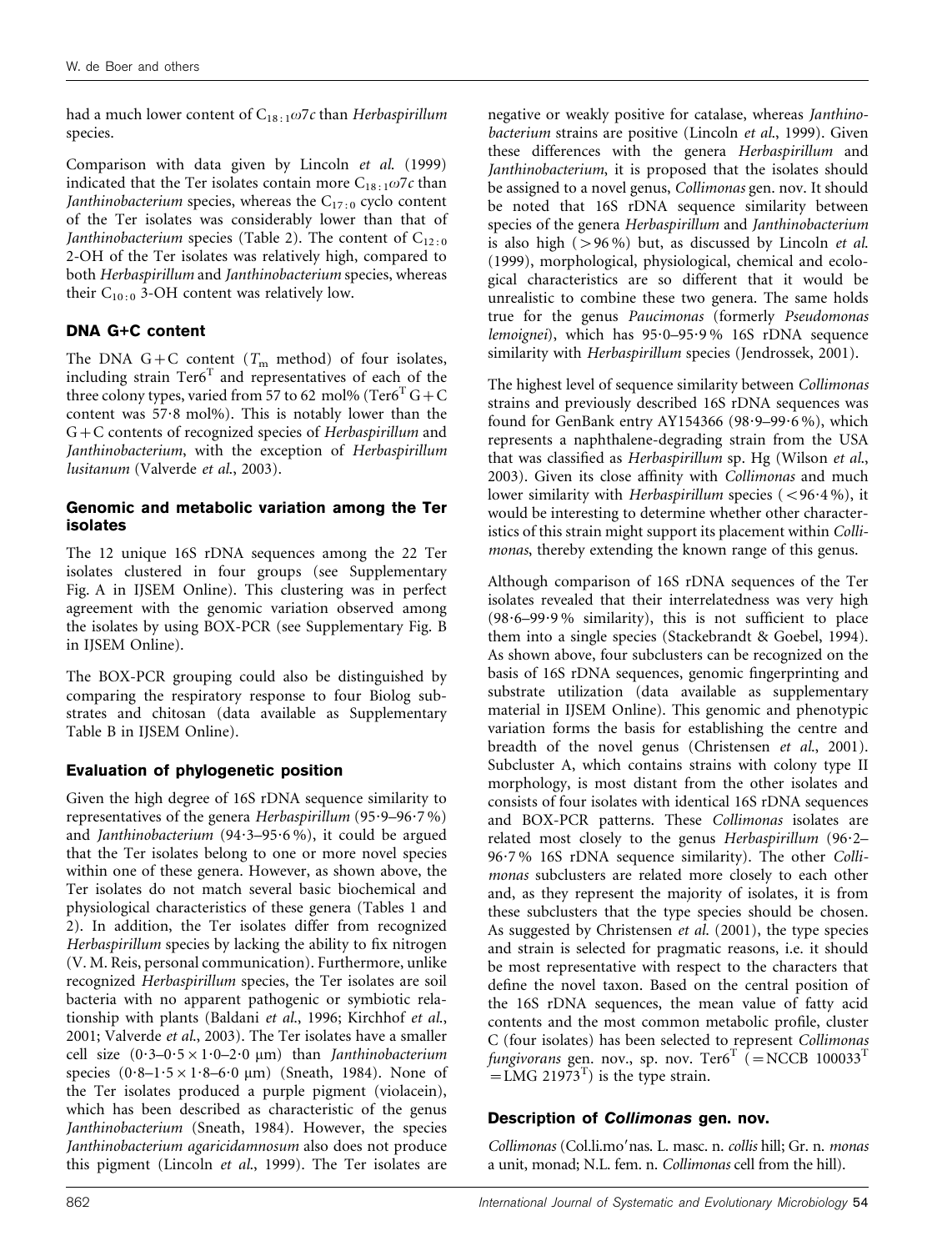had a much lower content of $C_{18:1}\omega7c$ than *Herbaspirillum* species.

Comparison with data given by Lincoln *et al.* (1999) indicated that the Ter isolates contain more $C_{18:1}\omega7c$ than *Janthinobacterium* species, whereas the $C_{17:0}$ cyclo content of the Ter isolates was considerably lower than that of *Janthinobacterium* species (Table 2). The content of $C_{12:0}$ 2-OH of the Ter isolates was relatively high, compared to both *Herbaspirillum* and *Janthinobacterium* species, whereas their $C_{10:0}$ 3-OH content was relatively low.

## DNA G+C content

The DNA G+C content ($T_m$ method) of four isolates, including strain Ter6$^T$ and representatives of each of the three colony types, varied from 57 to 62 mol% (Ter6$^T$ G+C content was 57·8 mol%). This is notably lower than the G+C contents of recognized species of *Herbaspirillum* and *Janthinobacterium*, with the exception of *Herbaspirillum lusitanum* (Valverde *et al.*, 2003).

## Genomic and metabolic variation among the Ter isolates

The 12 unique 16S rDNA sequences among the 22 Ter isolates clustered in four groups (see Supplementary Fig. A in IJSEM Online). This clustering was in perfect agreement with the genomic variation observed among the isolates by using BOX-PCR (see Supplementary Fig. B in IJSEM Online).

The BOX-PCR grouping could also be distinguished by comparing the respiratory response to four Biolog substrates and chitosan (data available as Supplementary Table B in IJSEM Online).

## Evaluation of phylogenetic position

Given the high degree of 16S rDNA sequence similarity to representatives of the genera *Herbaspirillum* (95·9–96·7 %) and *Janthinobacterium* (94·3–95·6 %), it could be argued that the Ter isolates belong to one or more novel species within one of these genera. However, as shown above, the Ter isolates do not match several basic biochemical and physiological characteristics of these genera (Tables 1 and 2). In addition, the Ter isolates differ from recognized *Herbaspirillum* species by lacking the ability to fix nitrogen (V. M. Reis, personal communication). Furthermore, unlike recognized *Herbaspirillum* species, the Ter isolates are soil bacteria with no apparent pathogenic or symbiotic relationship with plants (Baldani *et al.*, 1996; Kirchhof *et al.*, 2001; Valverde *et al.*, 2003). The Ter isolates have a smaller cell size (0·3–0·5 × 1·0–2·0 μm) than *Janthinobacterium* species (0·8–1·5 × 1·8–6·0 μm) (Sneath, 1984). None of the Ter isolates produced a purple pigment (violacein), which has been described as characteristic of the genus *Janthinobacterium* (Sneath, 1984). However, the species *Janthinobacterium agaricidamnosum* also does not produce this pigment (Lincoln *et al.*, 1999). The Ter isolates are negative or weakly positive for catalase, whereas *Janthinobacterium* strains are positive (Lincoln *et al.*, 1999). Given these differences with the genera *Herbaspirillum* and *Janthinobacterium*, it is proposed that the isolates should be assigned to a novel genus, *Collimonas* gen. nov. It should be noted that 16S rDNA sequence similarity between species of the genera *Herbaspirillum* and *Janthinobacterium* is also high (>96 %) but, as discussed by Lincoln *et al.* (1999), morphological, physiological, chemical and ecological characteristics are so different that it would be unrealistic to combine these two genera. The same holds true for the genus *Paucimonas* (formerly *Pseudomonas lemoignei*), which has 95·0–95·9 % 16S rDNA sequence similarity with *Herbaspirillum* species (Jendrossek, 2001).

The highest level of sequence similarity between *Collimonas* strains and previously described 16S rDNA sequences was found for GenBank entry AY154366 (98·9–99·6 %), which represents a naphthalene-degrading strain from the USA that was classified as *Herbaspirillum* sp. Hg (Wilson *et al.*, 2003). Given its close affinity with *Collimonas* and much lower similarity with *Herbaspirillum* species (<96·4 %), it would be interesting to determine whether other characteristics of this strain might support its placement within *Collimonas*, thereby extending the known range of this genus.

Although comparison of 16S rDNA sequences of the Ter isolates revealed that their interrelatedness was very high (98·6–99·9 % similarity), this is not sufficient to place them into a single species (Stackebrandt & Goebel, 1994). As shown above, four subclusters can be recognized on the basis of 16S rDNA sequences, genomic fingerprinting and substrate utilization (data available as supplementary material in IJSEM Online). This genomic and phenotypic variation forms the basis for establishing the centre and breadth of the novel genus (Christensen *et al.*, 2001). Subcluster A, which contains strains with colony type II morphology, is most distant from the other isolates and consists of four isolates with identical 16S rDNA sequences and BOX-PCR patterns. These *Collimonas* isolates are related most closely to the genus *Herbaspirillum* (96·2–96·7 % 16S rDNA sequence similarity). The other *Collimonas* subclusters are related more closely to each other and, as they represent the majority of isolates, it is from these subclusters that the type species should be chosen. As suggested by Christensen *et al.* (2001), the type species and strain is selected for pragmatic reasons, i.e. it should be most representative with respect to the characters that define the novel taxon. Based on the central position of the 16S rDNA sequences, the mean value of fatty acid contents and the most common metabolic profile, cluster C (four isolates) has been selected to represent *Collimonas fungivorans* gen. nov., sp. nov. Ter6$^T$ (=NCCB 100033$^T$ =LMG 21973$^T$) is the type strain.

## Description of *Collimonas* gen. nov.

*Collimonas* (Col.li.mo′nas. L. masc. n. *collis* hill; Gr. n. *monas* a unit, monad; N.L. fem. n. *Collimonas* cell from the hill).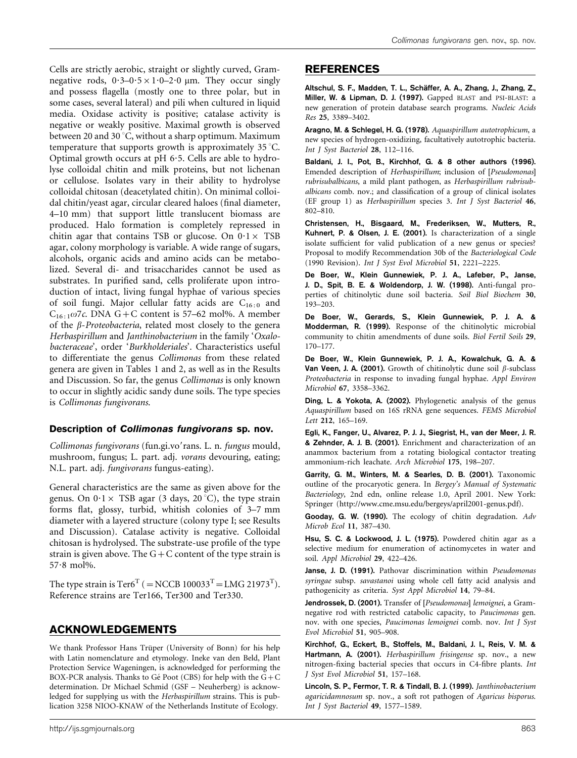Cells are strictly aerobic, straight or slightly curved, Gram-negative rods, $0{\cdot}3$–$0{\cdot}5 \times 1{\cdot}0$–$2{\cdot}0$ µm. They occur singly and possess flagella (mostly one to three polar, but in some cases, several lateral) and pili when cultured in liquid media. Oxidase activity is positive; catalase activity is negative or weakly positive. Maximal growth is observed between 20 and 30 °C, without a sharp optimum. Maximum temperature that supports growth is approximately 35 °C. Optimal growth occurs at pH 6·5. Cells are able to hydrolyse colloidal chitin and milk proteins, but not lichenan or cellulose. Isolates vary in their ability to hydrolyse colloidal chitosan (deacetylated chitin). On minimal colloidal chitin/yeast agar, circular cleared haloes (final diameter, 4–10 mm) that support little translucent biomass are produced. Halo formation is completely repressed in chitin agar that contains TSB or glucose. On $0{\cdot}1\times$ TSB agar, colony morphology is variable. A wide range of sugars, alcohols, organic acids and amino acids can be metabolized. Several di- and trisaccharides cannot be used as substrates. In purified sand, cells proliferate upon introduction of intact, living fungal hyphae of various species of soil fungi. Major cellular fatty acids are $C_{16:0}$ and $C_{16:1}\omega7c$. DNA G+C content is 57–62 mol%. A member of the *β-Proteobacteria*, related most closely to the genera *Herbaspirillum* and *Janthinobacterium* in the family '*Oxalobacteraceae*', order '*Burkholderiales*'. Characteristics useful to differentiate the genus *Collimonas* from these related genera are given in Tables 1 and 2, as well as in the Results and Discussion. So far, the genus *Collimonas* is only known to occur in slightly acidic sandy dune soils. The type species is *Collimonas fungivorans*.

### Description of *Collimonas fungivorans* sp. nov.

*Collimonas fungivorans* (fun.gi.vo′rans. L. n. *fungus* mould, mushroom, fungus; L. part. adj. *vorans* devouring, eating; N.L. part. adj. *fungivorans* fungus-eating).

General characteristics are the same as given above for the genus. On $0{\cdot}1\times$ TSB agar (3 days, 20 °C), the type strain forms flat, glossy, turbid, whitish colonies of 3–7 mm diameter with a layered structure (colony type I; see Results and Discussion). Catalase activity is negative. Colloidal chitosan is hydrolysed. The substrate-use profile of the type strain is given above. The G+C content of the type strain is 57·8 mol%.

The type strain is Ter6$^{T}$ (=NCCB 100033$^{T}$=LMG 21973$^{T}$). Reference strains are Ter166, Ter300 and Ter330.

## ACKNOWLEDGEMENTS

We thank Professor Hans Trüper (University of Bonn) for his help with Latin nomenclature and etymology. Ineke van den Beld, Plant Protection Service Wageningen, is acknowledged for performing the BOX-PCR analysis. Thanks to Gé Poot (CBS) for help with the G+C determination. Dr Michael Schmid (GSF – Neuherberg) is acknowledged for supplying us with the *Herbaspirillum* strains. This is publication 3258 NIOO-KNAW of the Netherlands Institute of Ecology.

## REFERENCES

**Altschul, S. F., Madden, T. L., Schäffer, A. A., Zhang, J., Zhang, Z., Miller, W. & Lipman, D. J. (1997).** Gapped BLAST and PSI-BLAST: a new generation of protein database search programs. *Nucleic Acids Res* **25**, 3389–3402.

**Aragno, M. & Schlegel, H. G. (1978).** *Aquaspirillum autotrophicum*, a new species of hydrogen-oxidizing, facultatively autotrophic bacteria. *Int J Syst Bacteriol* **28**, 112–116.

**Baldani, J. I., Pot, B., Kirchhof, G. & 8 other authors (1996).** Emended description of *Herbaspirillum*; inclusion of [*Pseudomonas*] *rubrisubalbicans*, a mild plant pathogen, as *Herbaspirillum rubrisubalbicans* comb. nov.; and classification of a group of clinical isolates (EF group 1) as *Herbaspirillum* species 3. *Int J Syst Bacteriol* **46**, 802–810.

**Christensen, H., Bisgaard, M., Frederiksen, W., Mutters, R., Kuhnert, P. & Olsen, J. E. (2001).** Is characterization of a single isolate sufficient for valid publication of a new genus or species? Proposal to modify Recommendation 30b of the *Bacteriological Code* (1990 Revision). *Int J Syst Evol Microbiol* **51**, 2221–2225.

**De Boer, W., Klein Gunnewiek, P. J. A., Lafeber, P., Janse, J. D., Spit, B. E. & Woldendorp, J. W. (1998).** Anti-fungal properties of chitinolytic dune soil bacteria. *Soil Biol Biochem* **30**, 193–203.

**De Boer, W., Gerards, S., Klein Gunnewiek, P. J. A. & Modderman, R. (1999).** Response of the chitinolytic microbial community to chitin amendments of dune soils. *Biol Fertil Soils* **29**, 170–177.

**De Boer, W., Klein Gunnewiek, P. J. A., Kowalchuk, G. A. & Van Veen, J. A. (2001).** Growth of chitinolytic dune soil *β*-subclass *Proteobacteria* in response to invading fungal hyphae. *Appl Environ Microbiol* **67**, 3358–3362.

**Ding, L. & Yokota, A. (2002).** Phylogenetic analysis of the genus *Aquaspirillum* based on 16S rRNA gene sequences. *FEMS Microbiol Lett* **212**, 165–169.

**Egli, K., Fanger, U., Alvarez, P. J. J., Siegrist, H., van der Meer, J. R. & Zehnder, A. J. B. (2001).** Enrichment and characterization of an anammox bacterium from a rotating biological contactor treating ammonium-rich leachate. *Arch Microbiol* **175**, 198–207.

**Garrity, G. M., Winters, M. & Searles, D. B. (2001).** Taxonomic outline of the procaryotic genera. In *Bergey's Manual of Systematic Bacteriology*, 2nd edn, online release 1.0, April 2001. New York: Springer (http://www.cme.msu.edu/bergeys/april2001-genus.pdf).

**Gooday, G. W. (1990).** The ecology of chitin degradation. *Adv Microb Ecol* **11**, 387–430.

**Hsu, S. C. & Lockwood, J. L. (1975).** Powdered chitin agar as a selective medium for enumeration of actinomycetes in water and soil. *Appl Microbiol* **29**, 422–426.

**Janse, J. D. (1991).** Pathovar discrimination within *Pseudomonas syringae* subsp. *savastanoi* using whole cell fatty acid analysis and pathogenicity as criteria. *Syst Appl Microbiol* **14**, 79–84.

**Jendrossek, D. (2001).** Transfer of [*Pseudomonas*] *lemoignei*, a Gram-negative rod with restricted catabolic capacity, to *Paucimonas* gen. nov. with one species, *Paucimonas lemoignei* comb. nov. *Int J Syst Evol Microbiol* **51**, 905–908.

**Kirchhof, G., Eckert, B., Stoffels, M., Baldani, J. I., Reis, V. M. & Hartmann, A. (2001).** *Herbaspirillum frisingense* sp. nov., a new nitrogen-fixing bacterial species that occurs in C4-fibre plants. *Int J Syst Evol Microbiol* **51**, 157–168.

**Lincoln, S. P., Fermor, T. R. & Tindall, B. J. (1999).** *Janthinobacterium agaricidamnosum* sp. nov., a soft rot pathogen of *Agaricus bisporus*. *Int J Syst Bacteriol* **49**, 1577–1589.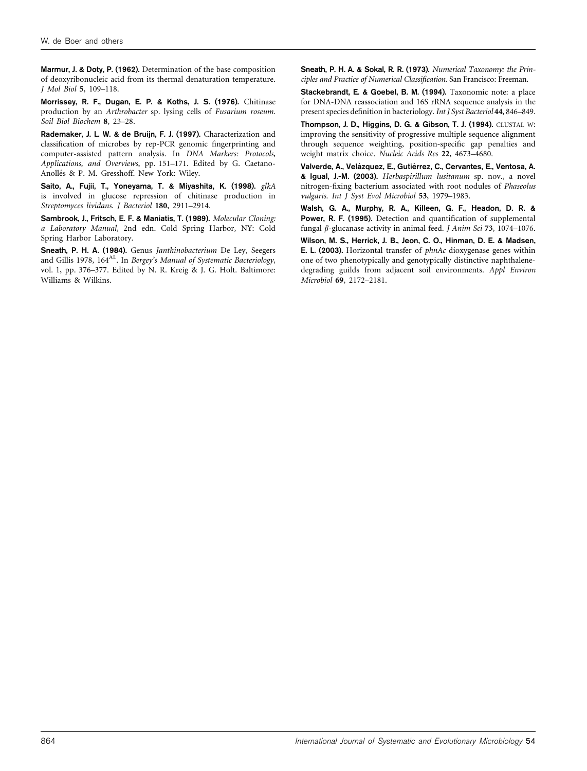**Marmur, J. & Doty, P. (1962).** Determination of the base composition of deoxyribonucleic acid from its thermal denaturation temperature. *J Mol Biol* **5**, 109–118.

**Morrissey, R. F., Dugan, E. P. & Koths, J. S. (1976).** Chitinase production by an *Arthrobacter* sp. lysing cells of *Fusarium roseum*. *Soil Biol Biochem* **8**, 23–28.

**Rademaker, J. L. W. & de Bruijn, F. J. (1997).** Characterization and classification of microbes by rep-PCR genomic fingerprinting and computer-assisted pattern analysis. In *DNA Markers: Protocols, Applications, and Overviews*, pp. 151–171. Edited by G. Caetano-Anollés & P. M. Gresshoff. New York: Wiley.

**Saito, A., Fujii, T., Yoneyama, T. & Miyashita, K. (1998).** *glkA* is involved in glucose repression of chitinase production in *Streptomyces lividans*. *J Bacteriol* **180**, 2911–2914.

**Sambrook, J., Fritsch, E. F. & Maniatis, T. (1989).** *Molecular Cloning: a Laboratory Manual*, 2nd edn. Cold Spring Harbor, NY: Cold Spring Harbor Laboratory.

**Sneath, P. H. A. (1984).** Genus *Janthinobacterium* De Ley, Seegers and Gillis 1978, 164[AL]. In *Bergey's Manual of Systematic Bacteriology*, vol. 1, pp. 376–377. Edited by N. R. Kreig & J. G. Holt. Baltimore: Williams & Wilkins.

**Sneath, P. H. A. & Sokal, R. R. (1973).** *Numerical Taxonomy: the Principles and Practice of Numerical Classification*. San Francisco: Freeman.

**Stackebrandt, E. & Goebel, B. M. (1994).** Taxonomic note: a place for DNA-DNA reassociation and 16S rRNA sequence analysis in the present species definition in bacteriology. *Int J Syst Bacteriol* **44**, 846–849.

**Thompson, J. D., Higgins, D. G. & Gibson, T. J. (1994).** CLUSTAL W: improving the sensitivity of progressive multiple sequence alignment through sequence weighting, position-specific gap penalties and weight matrix choice. *Nucleic Acids Res* **22**, 4673–4680.

**Valverde, A., Velázquez, E., Gutiérrez, C., Cervantes, E., Ventosa, A. & Igual, J.-M. (2003).** *Herbaspirillum lusitanum* sp. nov., a novel nitrogen-fixing bacterium associated with root nodules of *Phaseolus vulgaris*. *Int J Syst Evol Microbiol* **53**, 1979–1983.

**Walsh, G. A., Murphy, R. A., Killeen, G. F., Headon, D. R. & Power, R. F. (1995).** Detection and quantification of supplemental fungal $\beta$-glucanase activity in animal feed. *J Anim Sci* **73**, 1074–1076.

**Wilson, M. S., Herrick, J. B., Jeon, C. O., Hinman, D. E. & Madsen, E. L. (2003).** Horizontal transfer of *phnAc* dioxygenase genes within one of two phenotypically and genotypically distinctive naphthalene-degrading guilds from adjacent soil environments. *Appl Environ Microbiol* **69**, 2172–2181.